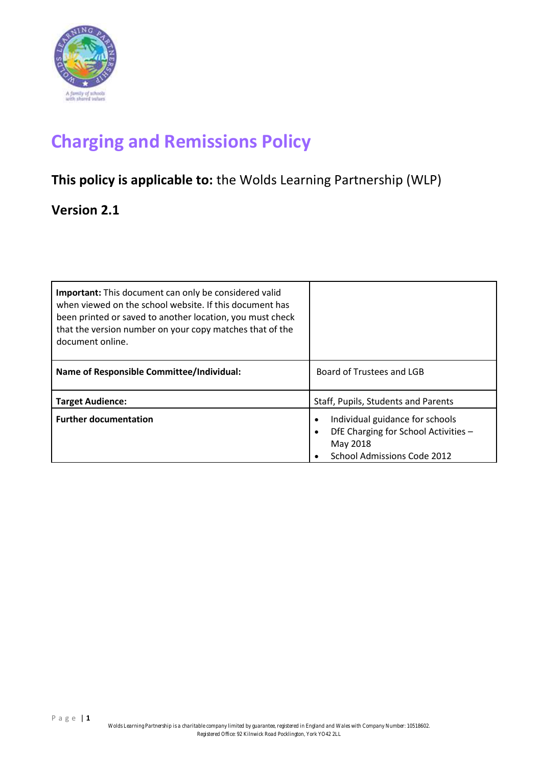# Charging and Remissions Policy

**This policy is applicable to:** the Wolds Learning Partnership (WLP)

**Version 2.1**

| **Important:** This document can only be considered valid when viewed on the school website. If this document has been printed or saved to another location, you must check that the version number on your copy matches that of the document online. | |
|---|---|
| **Name of Responsible Committee/Individual:** | Board of Trustees and LGB |
| **Target Audience:** | Staff, Pupils, Students and Parents |
| **Further documentation** | • Individual guidance for schools<br>• DfE Charging for School Activities – May 2018<br>• School Admissions Code 2012 |

Wolds Learning Partnership is a charitable company limited by guarantee, registered in England and Wales with Company Number: 10518602.
Registered Office: 92 Kilnwick Road Pocklington, York YO42 2LL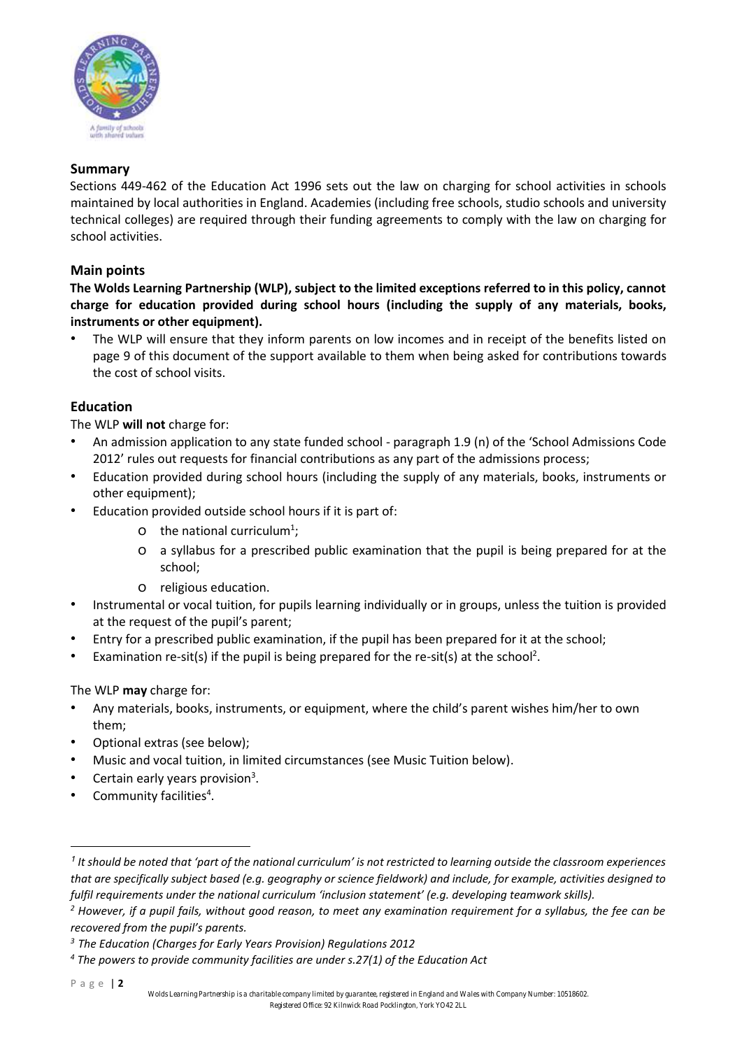## Summary

Sections 449-462 of the Education Act 1996 sets out the law on charging for school activities in schools maintained by local authorities in England. Academies (including free schools, studio schools and university technical colleges) are required through their funding agreements to comply with the law on charging for school activities.

## Main points

**The Wolds Learning Partnership (WLP), subject to the limited exceptions referred to in this policy, cannot charge for education provided during school hours (including the supply of any materials, books, instruments or other equipment).**

- The WLP will ensure that they inform parents on low incomes and in receipt of the benefits listed on page 9 of this document of the support available to them when being asked for contributions towards the cost of school visits.

## Education

The WLP **will not** charge for:

- An admission application to any state funded school - paragraph 1.9 (n) of the 'School Admissions Code 2012' rules out requests for financial contributions as any part of the admissions process;
- Education provided during school hours (including the supply of any materials, books, instruments or other equipment);
- Education provided outside school hours if it is part of:
  - the national curriculum[1];
  - a syllabus for a prescribed public examination that the pupil is being prepared for at the school;
  - religious education.
- Instrumental or vocal tuition, for pupils learning individually or in groups, unless the tuition is provided at the request of the pupil's parent;
- Entry for a prescribed public examination, if the pupil has been prepared for it at the school;
- Examination re-sit(s) if the pupil is being prepared for the re-sit(s) at the school[2].

The WLP **may** charge for:

- Any materials, books, instruments, or equipment, where the child's parent wishes him/her to own them;
- Optional extras (see below);
- Music and vocal tuition, in limited circumstances (see Music Tuition below).
- Certain early years provision[3].
- Community facilities[4].

---

*[1] It should be noted that 'part of the national curriculum' is not restricted to learning outside the classroom experiences that are specifically subject based (e.g. geography or science fieldwork) and include, for example, activities designed to fulfil requirements under the national curriculum 'inclusion statement' (e.g. developing teamwork skills).*

*[2] However, if a pupil fails, without good reason, to meet any examination requirement for a syllabus, the fee can be recovered from the pupil's parents.*

*[3] The Education (Charges for Early Years Provision) Regulations 2012*

*[4] The powers to provide community facilities are under s.27(1) of the Education Act*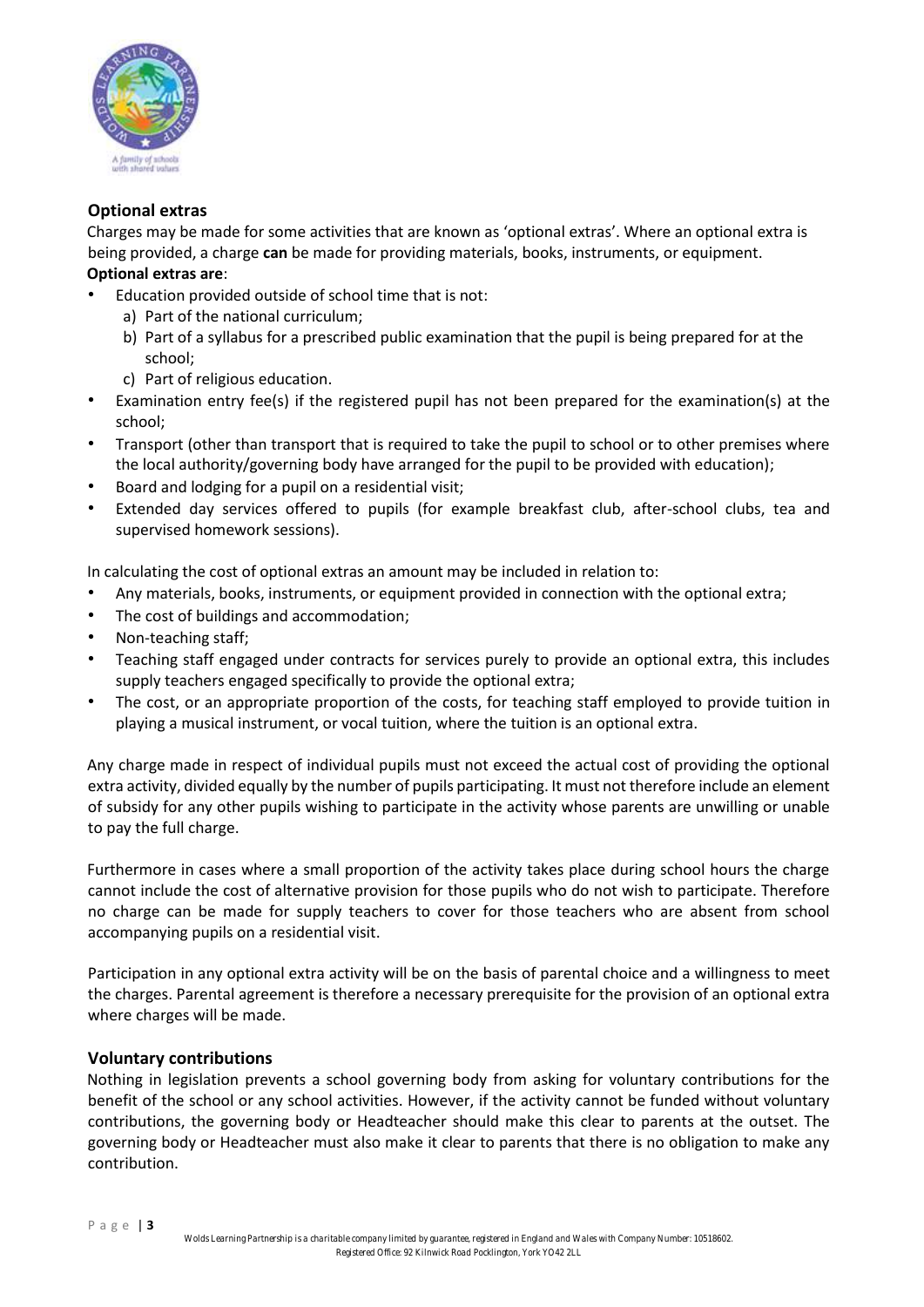## Optional extras

Charges may be made for some activities that are known as 'optional extras'. Where an optional extra is being provided, a charge **can** be made for providing materials, books, instruments, or equipment.

**Optional extras are**:

- Education provided outside of school time that is not:
  a) Part of the national curriculum;
  b) Part of a syllabus for a prescribed public examination that the pupil is being prepared for at the school;
  c) Part of religious education.
- Examination entry fee(s) if the registered pupil has not been prepared for the examination(s) at the school;
- Transport (other than transport that is required to take the pupil to school or to other premises where the local authority/governing body have arranged for the pupil to be provided with education);
- Board and lodging for a pupil on a residential visit;
- Extended day services offered to pupils (for example breakfast club, after-school clubs, tea and supervised homework sessions).

In calculating the cost of optional extras an amount may be included in relation to:

- Any materials, books, instruments, or equipment provided in connection with the optional extra;
- The cost of buildings and accommodation;
- Non-teaching staff;
- Teaching staff engaged under contracts for services purely to provide an optional extra, this includes supply teachers engaged specifically to provide the optional extra;
- The cost, or an appropriate proportion of the costs, for teaching staff employed to provide tuition in playing a musical instrument, or vocal tuition, where the tuition is an optional extra.

Any charge made in respect of individual pupils must not exceed the actual cost of providing the optional extra activity, divided equally by the number of pupils participating. It must not therefore include an element of subsidy for any other pupils wishing to participate in the activity whose parents are unwilling or unable to pay the full charge.

Furthermore in cases where a small proportion of the activity takes place during school hours the charge cannot include the cost of alternative provision for those pupils who do not wish to participate. Therefore no charge can be made for supply teachers to cover for those teachers who are absent from school accompanying pupils on a residential visit.

Participation in any optional extra activity will be on the basis of parental choice and a willingness to meet the charges. Parental agreement is therefore a necessary prerequisite for the provision of an optional extra where charges will be made.

## Voluntary contributions

Nothing in legislation prevents a school governing body from asking for voluntary contributions for the benefit of the school or any school activities. However, if the activity cannot be funded without voluntary contributions, the governing body or Headteacher should make this clear to parents at the outset. The governing body or Headteacher must also make it clear to parents that there is no obligation to make any contribution.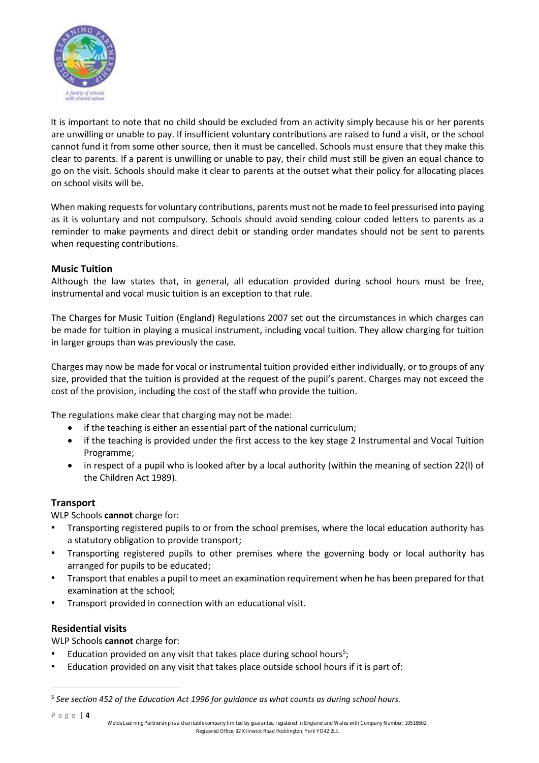It is important to note that no child should be excluded from an activity simply because his or her parents are unwilling or unable to pay. If insufficient voluntary contributions are raised to fund a visit, or the school cannot fund it from some other source, then it must be cancelled. Schools must ensure that they make this clear to parents. If a parent is unwilling or unable to pay, their child must still be given an equal chance to go on the visit. Schools should make it clear to parents at the outset what their policy for allocating places on school visits will be.

When making requests for voluntary contributions, parents must not be made to feel pressurised into paying as it is voluntary and not compulsory. Schools should avoid sending colour coded letters to parents as a reminder to make payments and direct debit or standing order mandates should not be sent to parents when requesting contributions.

### Music Tuition

Although the law states that, in general, all education provided during school hours must be free, instrumental and vocal music tuition is an exception to that rule.

The Charges for Music Tuition (England) Regulations 2007 set out the circumstances in which charges can be made for tuition in playing a musical instrument, including vocal tuition. They allow charging for tuition in larger groups than was previously the case.

Charges may now be made for vocal or instrumental tuition provided either individually, or to groups of any size, provided that the tuition is provided at the request of the pupil's parent. Charges may not exceed the cost of the provision, including the cost of the staff who provide the tuition.

The regulations make clear that charging may not be made:

- if the teaching is either an essential part of the national curriculum;
- if the teaching is provided under the first access to the key stage 2 Instrumental and Vocal Tuition Programme;
- in respect of a pupil who is looked after by a local authority (within the meaning of section 22(l) of the Children Act 1989).

### Transport

WLP Schools **cannot** charge for:

- Transporting registered pupils to or from the school premises, where the local education authority has a statutory obligation to provide transport;
- Transporting registered pupils to other premises where the governing body or local authority has arranged for pupils to be educated;
- Transport that enables a pupil to meet an examination requirement when he has been prepared for that examination at the school;
- Transport provided in connection with an educational visit.

### Residential visits

WLP Schools **cannot** charge for:

- Education provided on any visit that takes place during school hours[5];
- Education provided on any visit that takes place outside school hours if it is part of:

[5] *See section 452 of the Education Act 1996 for guidance as what counts as during school hours.*

Wolds Learning Partnership is a charitable company limited by guarantee, registered in England and Wales with Company Number: 10518602. Registered Office: 92 Kilnwick Road Pocklington, York YO42 2LL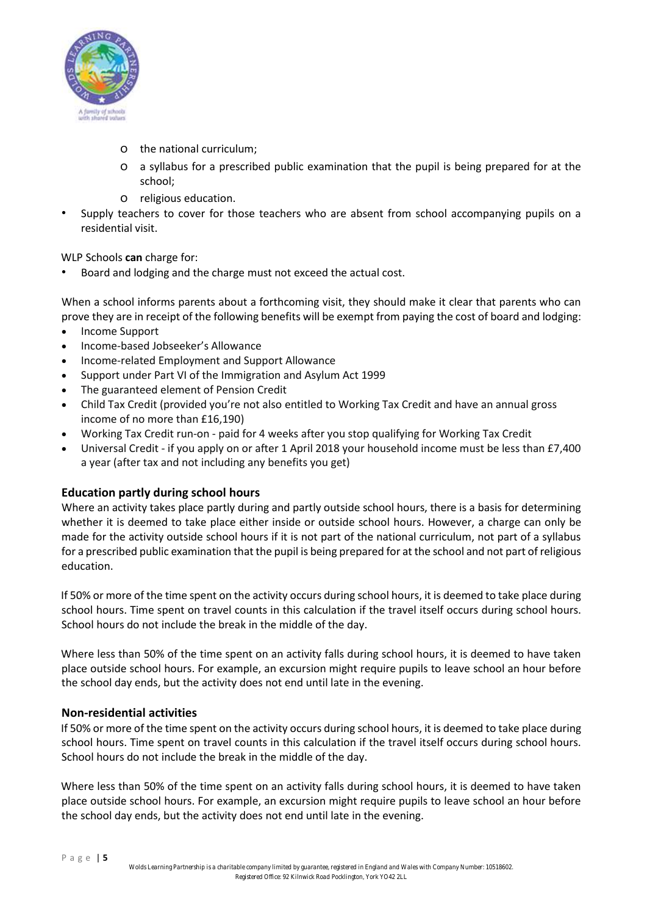- the national curriculum;
  - a syllabus for a prescribed public examination that the pupil is being prepared for at the school;
  - religious education.
- Supply teachers to cover for those teachers who are absent from school accompanying pupils on a residential visit.

WLP Schools **can** charge for:

- Board and lodging and the charge must not exceed the actual cost.

When a school informs parents about a forthcoming visit, they should make it clear that parents who can prove they are in receipt of the following benefits will be exempt from paying the cost of board and lodging:

- Income Support
- Income-based Jobseeker's Allowance
- Income-related Employment and Support Allowance
- Support under Part VI of the Immigration and Asylum Act 1999
- The guaranteed element of Pension Credit
- Child Tax Credit (provided you're not also entitled to Working Tax Credit and have an annual gross income of no more than £16,190)
- Working Tax Credit run-on - paid for 4 weeks after you stop qualifying for Working Tax Credit
- Universal Credit - if you apply on or after 1 April 2018 your household income must be less than £7,400 a year (after tax and not including any benefits you get)

### Education partly during school hours

Where an activity takes place partly during and partly outside school hours, there is a basis for determining whether it is deemed to take place either inside or outside school hours. However, a charge can only be made for the activity outside school hours if it is not part of the national curriculum, not part of a syllabus for a prescribed public examination that the pupil is being prepared for at the school and not part of religious education.

If 50% or more of the time spent on the activity occurs during school hours, it is deemed to take place during school hours. Time spent on travel counts in this calculation if the travel itself occurs during school hours. School hours do not include the break in the middle of the day.

Where less than 50% of the time spent on an activity falls during school hours, it is deemed to have taken place outside school hours. For example, an excursion might require pupils to leave school an hour before the school day ends, but the activity does not end until late in the evening.

### Non-residential activities

If 50% or more of the time spent on the activity occurs during school hours, it is deemed to take place during school hours. Time spent on travel counts in this calculation if the travel itself occurs during school hours. School hours do not include the break in the middle of the day.

Where less than 50% of the time spent on an activity falls during school hours, it is deemed to have taken place outside school hours. For example, an excursion might require pupils to leave school an hour before the school day ends, but the activity does not end until late in the evening.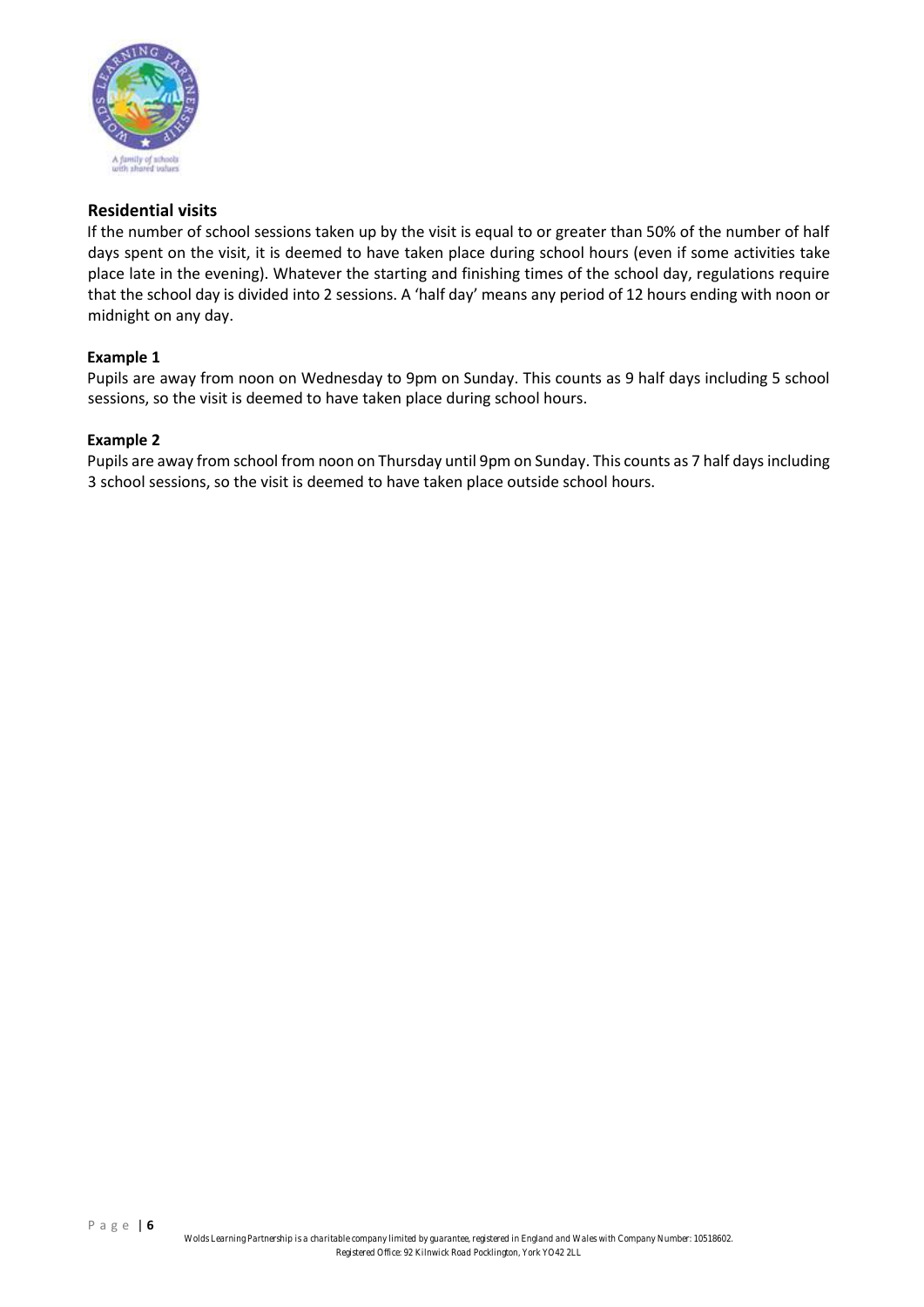## Residential visits

If the number of school sessions taken up by the visit is equal to or greater than 50% of the number of half days spent on the visit, it is deemed to have taken place during school hours (even if some activities take place late in the evening). Whatever the starting and finishing times of the school day, regulations require that the school day is divided into 2 sessions. A 'half day' means any period of 12 hours ending with noon or midnight on any day.

**Example 1**

Pupils are away from noon on Wednesday to 9pm on Sunday. This counts as 9 half days including 5 school sessions, so the visit is deemed to have taken place during school hours.

**Example 2**

Pupils are away from school from noon on Thursday until 9pm on Sunday. This counts as 7 half days including 3 school sessions, so the visit is deemed to have taken place outside school hours.